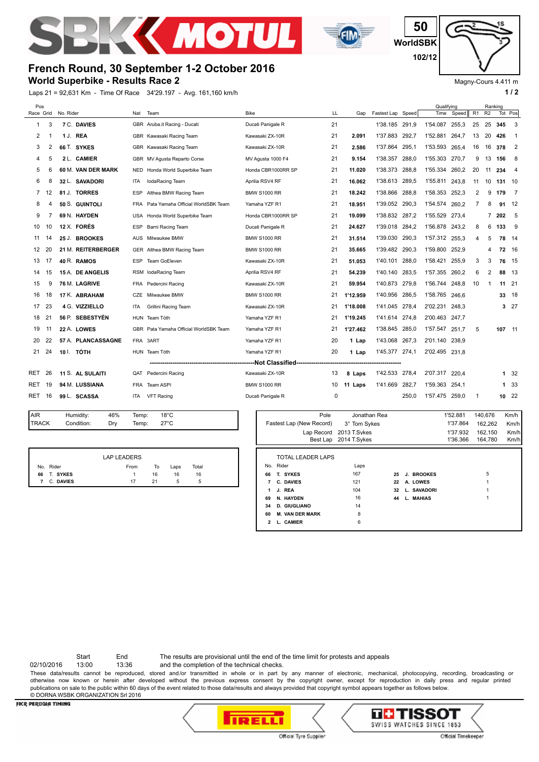# French Round, 30 September 1-2 October 2016

## World Superbike - Results Race 2

Laps 21 = 92,631 Km - Time Of Race 34'29.197 - Avg. 161,160 km/h

50 WorldSBK 102/12

Magny-Cours 4.411 m

| Pos Race | Pos Grid | No. Rider | Nat | Team | Bike | LL | Gap | Fastest Lap | Speed | Qualifying Time | Qualifying Speed | Ranking R1 | Ranking R2 | Ranking Tot | Ranking Pos |
|---|---|---|---|---|---|---|---|---|---|---|---|---|---|---|---|
| 1 | 3 | 7 C. DAVIES | GBR | Aruba.it Racing - Ducati | Ducati Panigale R | 21 | | 1'38.185 | 291,9 | 1'54.087 | 255,3 | 25 | 25 | 345 | 3 |
| 2 | 1 | 1 J. REA | GBR | Kawasaki Racing Team | Kawasaki ZX-10R | 21 | 2.091 | 1'37.883 | 292,7 | 1'52.881 | 264,7 | 13 | 20 | 426 | 1 |
| 3 | 2 | 66 T. SYKES | GBR | Kawasaki Racing Team | Kawasaki ZX-10R | 21 | 2.586 | 1'37.864 | 295,1 | 1'53.593 | 265,4 | 16 | 16 | 378 | 2 |
| 4 | 5 | 2 L. CAMIER | GBR | MV Agusta Reparto Corse | MV Agusta 1000 F4 | 21 | 9.154 | 1'38.357 | 288,0 | 1'55.303 | 270,7 | 9 | 13 | 156 | 8 |
| 5 | 6 | 60 M. VAN DER MARK | NED | Honda World Superbike Team | Honda CBR1000RR SP | 21 | 11.020 | 1'38.373 | 288,8 | 1'55.334 | 260,2 | 20 | 11 | 234 | 4 |
| 6 | 8 | 32 L. SAVADORI | ITA | IodaRacing Team | Aprilia RSV4 RF | 21 | 16.062 | 1'38.613 | 289,5 | 1'55.811 | 243,8 | 11 | 10 | 131 | 10 |
| 7 | 12 | 81 J. TORRES | ESP | Althea BMW Racing Team | BMW S1000 RR | 21 | 18.242 | 1'38.866 | 288,8 | 1'58.353 | 252,3 | 2 | 9 | 179 | 7 |
| 8 | 4 | 50 S. GUINTOLI | FRA | Pata Yamaha Official WorldSBK Team | Yamaha YZF R1 | 21 | 18.951 | 1'39.052 | 290,3 | 1'54.574 | 260,2 | 7 | 8 | 91 | 12 |
| 9 | 7 | 69 N. HAYDEN | USA | Honda World Superbike Team | Honda CBR1000RR SP | 21 | 19.099 | 1'38.832 | 287,2 | 1'55.529 | 273,4 | | 7 | 202 | 5 |
| 10 | 10 | 12 X. FORÉS | ESP | Barni Racing Team | Ducati Panigale R | 21 | 24.627 | 1'39.018 | 284,2 | 1'56.878 | 243,2 | 8 | 6 | 133 | 9 |
| 11 | 14 | 25 J. BROOKES | AUS | Milwaukee BMW | BMW S1000 RR | 21 | 31.514 | 1'39.030 | 290,3 | 1'57.312 | 255,3 | 4 | 5 | 78 | 14 |
| 12 | 20 | 21 M. REITERBERGER | GER | Althea BMW Racing Team | BMW S1000 RR | 21 | 35.665 | 1'39.482 | 290,3 | 1'59.800 | 252,9 | | 4 | 72 | 16 |
| 13 | 17 | 40 R. RAMOS | ESP | Team GoEleven | Kawasaki ZX-10R | 21 | 51.053 | 1'40.101 | 288,0 | 1'58.421 | 255,9 | 3 | 3 | 76 | 15 |
| 14 | 15 | 15 A. DE ANGELIS | RSM | IodaRacing Team | Aprilia RSV4 RF | 21 | 54.239 | 1'40.140 | 283,5 | 1'57.355 | 260,2 | 6 | 2 | 88 | 13 |
| 15 | 9 | 76 M. LAGRIVE | FRA | Pedercini Racing | Kawasaki ZX-10R | 21 | 59.954 | 1'40.873 | 279,8 | 1'56.744 | 248,8 | 10 | 1 | 11 | 21 |
| 16 | 18 | 17 K. ABRAHAM | CZE | Milwaukee BMW | BMW S1000 RR | 21 | 1'12.959 | 1'40.956 | 286,5 | 1'58.765 | 246,6 | | | 33 | 18 |
| 17 | 23 | 4 G. VIZZIELLO | ITA | Grillini Racing Team | Kawasaki ZX-10R | 21 | 1'18.008 | 1'41.045 | 278,4 | 2'02.231 | 248,3 | | | 3 | 27 |
| 18 | 21 | 56 P. SEBESTYÉN | HUN | Team Tóth | Yamaha YZF R1 | 21 | 1'19.245 | 1'41.614 | 274,8 | 2'00.463 | 247,7 | | | | |
| 19 | 11 | 22 A. LOWES | GBR | Pata Yamaha Official WorldSBK Team | Yamaha YZF R1 | 21 | 1'27.462 | 1'38.845 | 285,0 | 1'57.547 | 251,7 | 5 | | 107 | 11 |
| 20 | 22 | 57 A. PLANCASSAGNE | FRA | 3ART | Yamaha YZF R1 | 20 | 1 Lap | 1'43.068 | 267,3 | 2'01.140 | 238,9 | | | | |
| 21 | 24 | 10 I. TÓTH | HUN | Team Tóth | Yamaha YZF R1 | 20 | 1 Lap | 1'45.377 | 274,1 | 2'02.495 | 231,8 | | | | |
| | | **Not Classified** | | | | | | | | | | | | | |
| RET | 26 | 11 S. AL SULAITI | QAT | Pedercini Racing | Kawasaki ZX-10R | 13 | 8 Laps | 1'42.533 | 278,4 | 2'07.317 | 220,4 | | | 1 | 32 |
| RET | 19 | 94 M. LUSSIANA | FRA | Team ASPI | BMW S1000 RR | 10 | 11 Laps | 1'41.669 | 282,7 | 1'59.363 | 254,1 | | | 1 | 33 |
| RET | 16 | 99 L. SCASSA | ITA | VFT Racing | Ducati Panigale R | 0 | | | 250,0 | 1'57.475 | 259,0 | 1 | | 10 | 22 |

| | | | | |
|---|---|---|---|---|
| AIR | Humidity: | 46% | Temp: | 18°C |
| TRACK | Condition: | Dry | Temp: | 27°C |

| | | | | |
|---|---|---|---|---|
| Pole | Jonathan Rea | 1'52.881 | 140,676 | Km/h |
| Fastest Lap (New Record) | 3° Tom Sykes | 1'37.864 | 162,262 | Km/h |
| Lap Record | 2013 T.Sykes | 1'37.932 | 162,150 | Km/h |
| Best Lap | 2014 T.Sykes | 1'36.366 | 164,780 | Km/h |

**LAP LEADERS**

| No. | Rider | From | To | Laps | Total |
|---|---|---|---|---|---|
| 66 | T. SYKES | 1 | 16 | 16 | 16 |
| 7 | C. DAVIES | 17 | 21 | 5 | 5 |

**TOTAL LEADER LAPS**

| No. | Rider | Laps |
|---|---|---|
| 66 | T. SYKES | 167 |
| 7 | C. DAVIES | 121 |
| 1 | J. REA | 104 |
| 69 | N. HAYDEN | 16 |
| 34 | D. GIUGLIANO | 14 |
| 60 | M. VAN DER MARK | 8 |
| 2 | L. CAMIER | 6 |
| 25 | J. BROOKES | 5 |
| 22 | A. LOWES | 1 |
| 32 | L. SAVADORI | 1 |
| 44 | L. MAHIAS | 1 |

| | Start | End |
|---|---|---|
| 02/10/2016 | 13:00 | 13:36 |

The results are provisional until the end of the time limit for protests and appeals and the completion of the technical checks.

These data/results cannot be reproduced, stored and/or transmitted in whole or in part by any manner of electronic, mechanical, photocopying, recording, broadcasting or otherwise now known or herein after developed without the previous express consent by the copyright owner, except for reproduction in daily press and regular printed publications on sale to the public within 60 days of the event related to those data/results and always provided that copyright symbol appears together as follows below.

© DORNA WSBK ORGANIZATION Srl 2016

FICR PERUGIA TIMING

Official Tyre Supplier — Official Timekeeper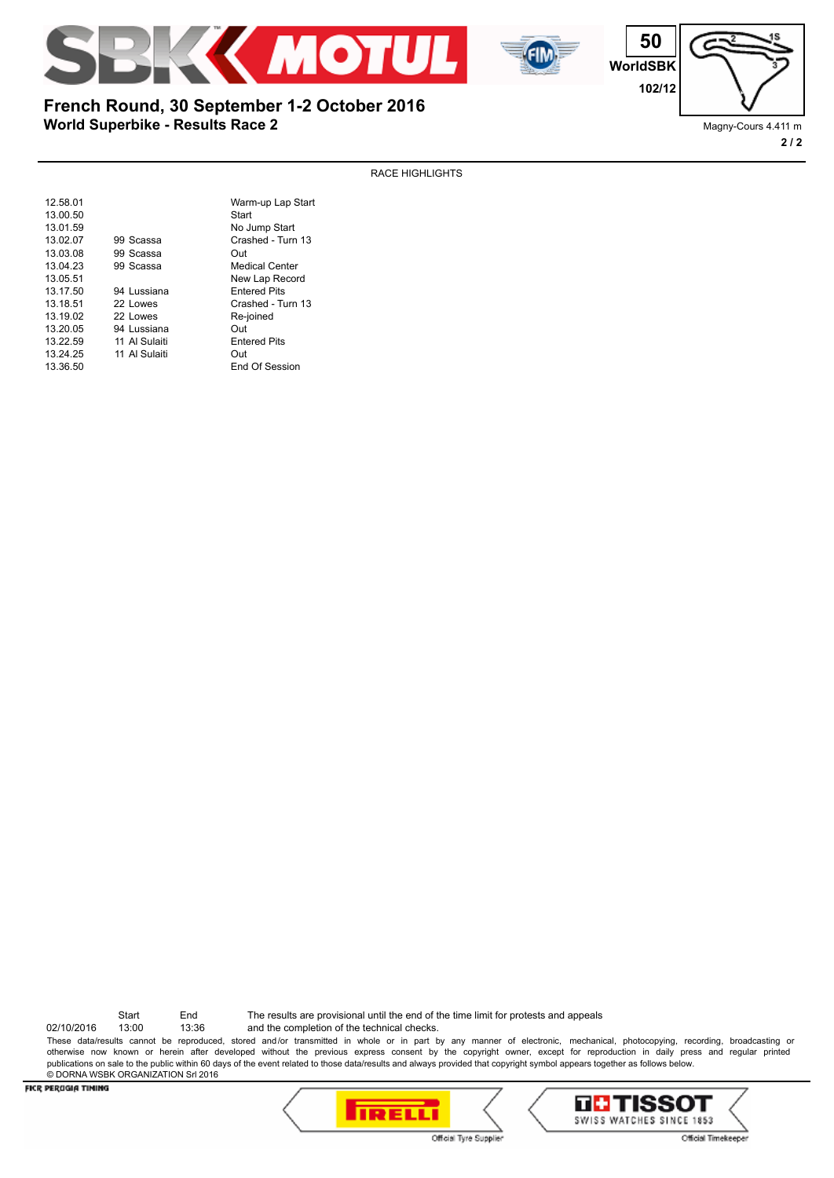## French Round, 30 September 1-2 October 2016

### World Superbike - Results Race 2

Magny-Cours 4.411 m

RACE HIGHLIGHTS

| | | |
|---|---|---|
| 12.58.01 | | Warm-up Lap Start |
| 13.00.50 | | Start |
| 13.01.59 | | No Jump Start |
| 13.02.07 | 99 Scassa | Crashed - Turn 13 |
| 13.03.08 | 99 Scassa | Out |
| 13.04.23 | 99 Scassa | Medical Center |
| 13.05.51 | | New Lap Record |
| 13.17.50 | 94 Lussiana | Entered Pits |
| 13.18.51 | 22 Lowes | Crashed - Turn 13 |
| 13.19.02 | 22 Lowes | Re-joined |
| 13.20.05 | 94 Lussiana | Out |
| 13.22.59 | 11 Al Sulaiti | Entered Pits |
| 13.24.25 | 11 Al Sulaiti | Out |
| 13.36.50 | | End Of Session |

| | Start | End |
|---|---|---|
| 02/10/2016 | 13:00 | 13:36 |

The results are provisional until the end of the time limit for protests and appeals and the completion of the technical checks.

These data/results cannot be reproduced, stored and/or transmitted in whole or in part by any manner of electronic, mechanical, photocopying, recording, broadcasting or otherwise now known or herein after developed without the previous express consent by the copyright owner, except for reproduction in daily press and regular printed publications on sale to the public within 60 days of the event related to those data/results and always provided that copyright symbol appears together as follows below.

© DORNA WSBK ORGANIZATION Srl 2016

FICR PERUGIA TIMING

Official Tyre Supplier

Official Timekeeper